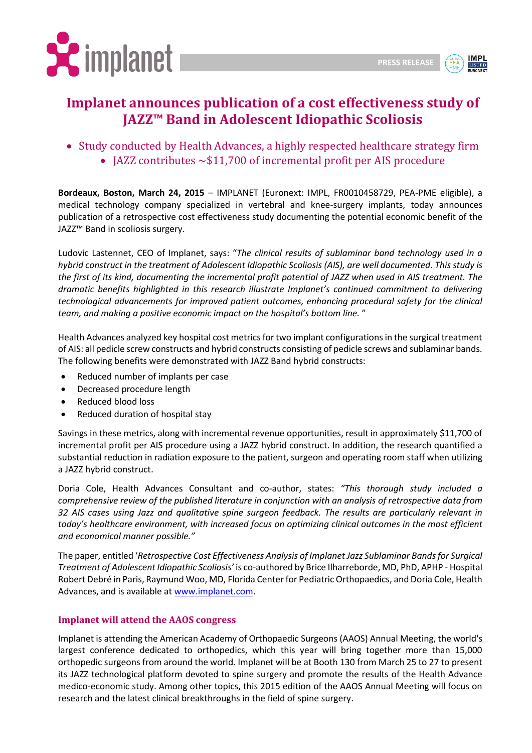# Implanet announces publication of a cost effectiveness study of JAZZ™ Band in Adolescent Idiopathic Scoliosis

- Study conducted by Health Advances, a highly respected healthcare strategy firm
- JAZZ contributes ~$11,700 of incremental profit per AIS procedure

**Bordeaux, Boston, March 24, 2015** – IMPLANET (Euronext: IMPL, FR0010458729, PEA-PME eligible), a medical technology company specialized in vertebral and knee-surgery implants, today announces publication of a retrospective cost effectiveness study documenting the potential economic benefit of the JAZZ™ Band in scoliosis surgery.

Ludovic Lastennet, CEO of Implanet, says: "*The clinical results of sublaminar band technology used in a hybrid construct in the treatment of Adolescent Idiopathic Scoliosis (AIS), are well documented. This study is the first of its kind, documenting the incremental profit potential of JAZZ when used in AIS treatment. The dramatic benefits highlighted in this research illustrate Implanet's continued commitment to delivering technological advancements for improved patient outcomes, enhancing procedural safety for the clinical team, and making a positive economic impact on the hospital's bottom line.* "

Health Advances analyzed key hospital cost metrics for two implant configurations in the surgical treatment of AIS: all pedicle screw constructs and hybrid constructs consisting of pedicle screws and sublaminar bands. The following benefits were demonstrated with JAZZ Band hybrid constructs:

- Reduced number of implants per case
- Decreased procedure length
- Reduced blood loss
- Reduced duration of hospital stay

Savings in these metrics, along with incremental revenue opportunities, result in approximately $11,700 of incremental profit per AIS procedure using a JAZZ hybrid construct. In addition, the research quantified a substantial reduction in radiation exposure to the patient, surgeon and operating room staff when utilizing a JAZZ hybrid construct.

Doria Cole, Health Advances Consultant and co-author, states: *"This thorough study included a comprehensive review of the published literature in conjunction with an analysis of retrospective data from 32 AIS cases using Jazz and qualitative spine surgeon feedback. The results are particularly relevant in today's healthcare environment, with increased focus on optimizing clinical outcomes in the most efficient and economical manner possible."*

The paper, entitled '*Retrospective Cost Effectiveness Analysis of Implanet Jazz Sublaminar Bands for Surgical Treatment of Adolescent Idiopathic Scoliosis'* is co-authored by Brice Ilharreborde, MD, PhD, APHP - Hospital Robert Debré in Paris, Raymund Woo, MD, Florida Center for Pediatric Orthopaedics, and Doria Cole, Health Advances, and is available at www.implanet.com.

## Implanet will attend the AAOS congress

Implanet is attending the American Academy of Orthopaedic Surgeons (AAOS) Annual Meeting, the world's largest conference dedicated to orthopedics, which this year will bring together more than 15,000 orthopedic surgeons from around the world. Implanet will be at Booth 130 from March 25 to 27 to present its JAZZ technological platform devoted to spine surgery and promote the results of the Health Advance medico-economic study. Among other topics, this 2015 edition of the AAOS Annual Meeting will focus on research and the latest clinical breakthroughs in the field of spine surgery.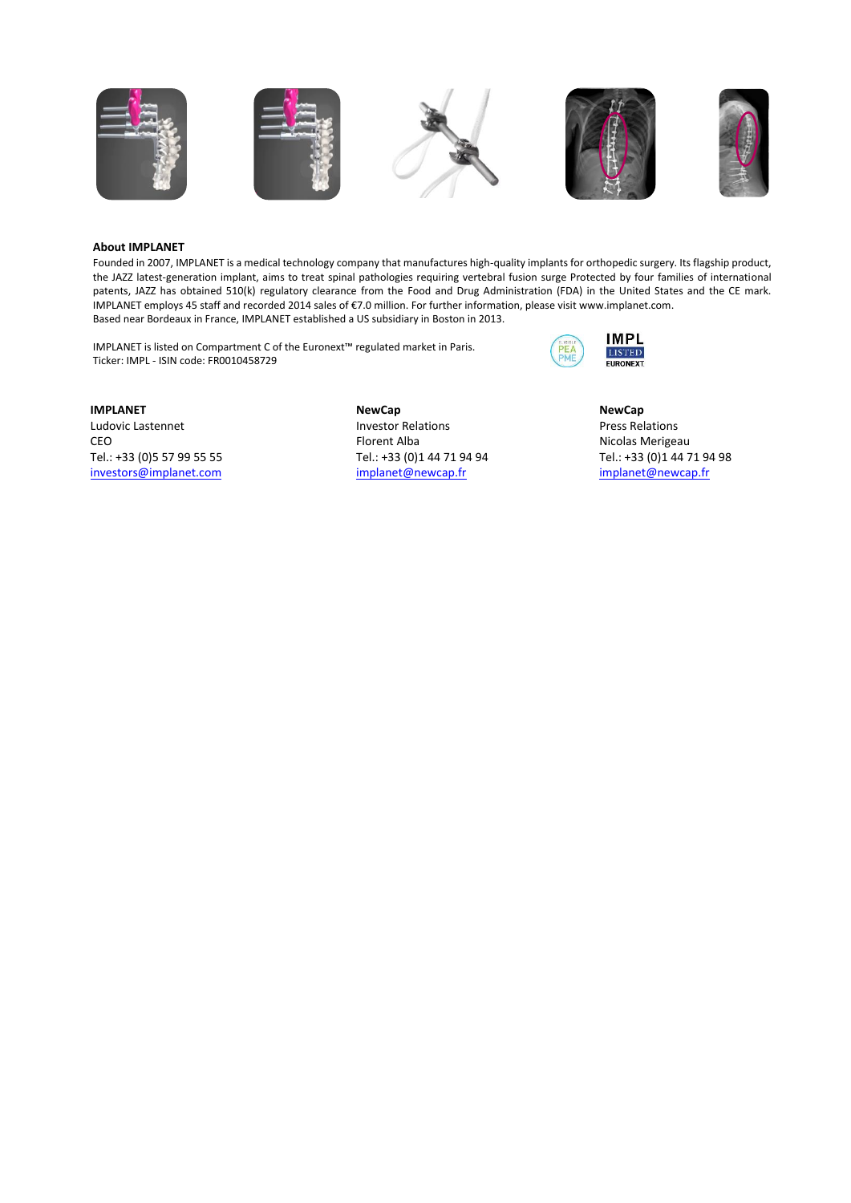**About IMPLANET**

Founded in 2007, IMPLANET is a medical technology company that manufactures high-quality implants for orthopedic surgery. Its flagship product, the JAZZ latest-generation implant, aims to treat spinal pathologies requiring vertebral fusion surge Protected by four families of international patents, JAZZ has obtained 510(k) regulatory clearance from the Food and Drug Administration (FDA) in the United States and the CE mark. IMPLANET employs 45 staff and recorded 2014 sales of €7.0 million. For further information, please visit www.implanet.com.
Based near Bordeaux in France, IMPLANET established a US subsidiary in Boston in 2013.

IMPLANET is listed on Compartment C of the Euronext™ regulated market in Paris.
Ticker: IMPL - ISIN code: FR0010458729

**IMPLANET**
Ludovic Lastennet
CEO
Tel.: +33 (0)5 57 99 55 55
investors@implanet.com

**NewCap**
Investor Relations
Florent Alba
Tel.: +33 (0)1 44 71 94 94
implanet@newcap.fr

**NewCap**
Press Relations
Nicolas Merigeau
Tel.: +33 (0)1 44 71 94 98
implanet@newcap.fr